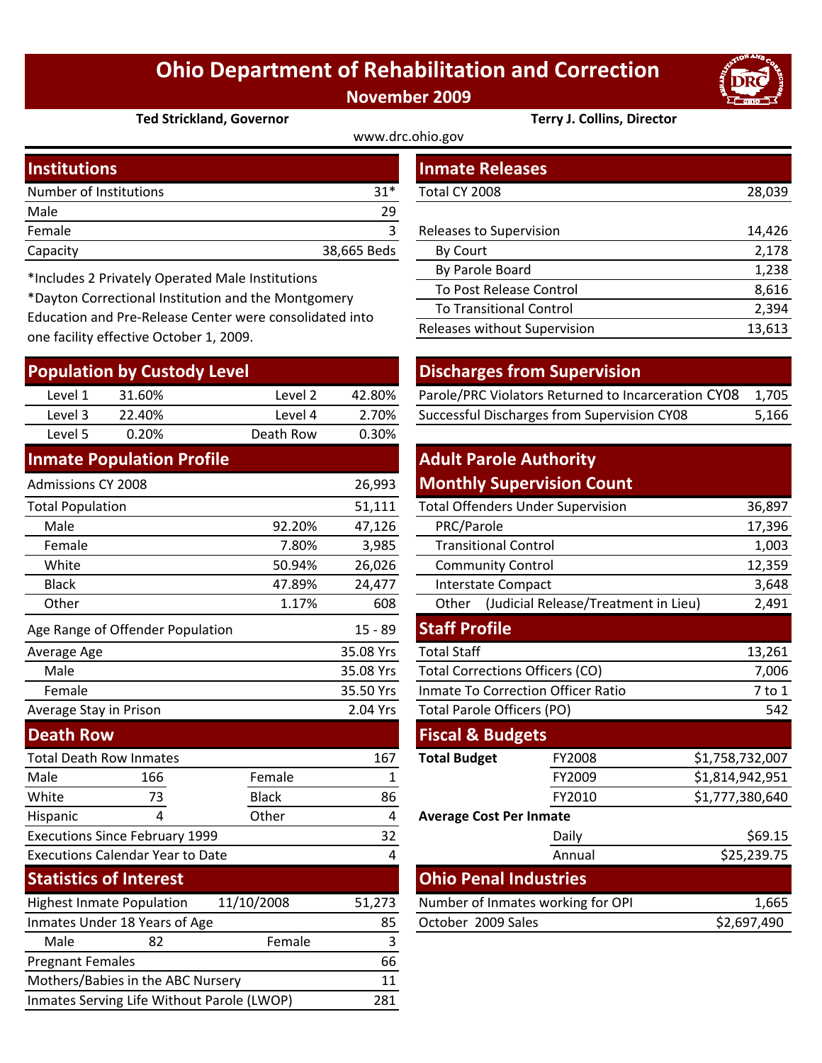# Ohio Department of Rehabilitation and Correction

**November 2009**

**Ted Strickland, Governor** | **Terry J. Collins, Director**

www.drc.ohio.gov

## Institutions

| | |
|---|---|
| Number of Institutions | 31* |
| Male | 29 |
| Female | 3 |
| Capacity | 38,665 Beds |

*Includes 2 Privately Operated Male Institutions

*Dayton Correctional Institution and the Montgomery Education and Pre-Release Center were consolidated into one facility effective October 1, 2009.

## Population by Custody Level

| | | | |
|---|---|---|---|
| Level 1 | 31.60% | Level 2 | 42.80% |
| Level 3 | 22.40% | Level 4 | 2.70% |
| Level 5 | 0.20% | Death Row | 0.30% |

## Inmate Population Profile

| | | |
|---|---|---|
| Admissions CY 2008 | | 26,993 |
| Total Population | | 51,111 |
| Male | 92.20% | 47,126 |
| Female | 7.80% | 3,985 |
| White | 50.94% | 26,026 |
| Black | 47.89% | 24,477 |
| Other | 1.17% | 608 |
| Age Range of Offender Population | | 15 - 89 |
| Average Age | | 35.08 Yrs |
| Male | | 35.08 Yrs |
| Female | | 35.50 Yrs |
| Average Stay in Prison | | 2.04 Yrs |

## Death Row

| | | | |
|---|---|---|---|
| Total Death Row Inmates | | | 167 |
| Male | 166 | Female | 1 |
| White | 73 | Black | 86 |
| Hispanic | 4 | Other | 4 |
| Executions Since February 1999 | | | 32 |
| Executions Calendar Year to Date | | | 4 |

## Statistics of Interest

| | | | |
|---|---|---|---|
| Highest Inmate Population | 11/10/2008 | | 51,273 |
| Inmates Under 18 Years of Age | | | 85 |
| Male | 82 | Female | 3 |
| Pregnant Females | | | 66 |
| Mothers/Babies in the ABC Nursery | | | 11 |
| Inmates Serving Life Without Parole (LWOP) | | | 281 |

## Inmate Releases

| | |
|---|---|
| Total CY 2008 | 28,039 |
| Releases to Supervision | 14,426 |
| By Court | 2,178 |
| By Parole Board | 1,238 |
| To Post Release Control | 8,616 |
| To Transitional Control | 2,394 |
| Releases without Supervision | 13,613 |

## Discharges from Supervision

| | |
|---|---|
| Parole/PRC Violators Returned to Incarceration CY08 | 1,705 |
| Successful Discharges from Supervision CY08 | 5,166 |

## Adult Parole Authority Monthly Supervision Count

| | |
|---|---|
| Total Offenders Under Supervision | 36,897 |
| PRC/Parole | 17,396 |
| Transitional Control | 1,003 |
| Community Control | 12,359 |
| Interstate Compact | 3,648 |
| Other (Judicial Release/Treatment in Lieu) | 2,491 |

## Staff Profile

| | |
|---|---|
| Total Staff | 13,261 |
| Total Corrections Officers (CO) | 7,006 |
| Inmate To Correction Officer Ratio | 7 to 1 |
| Total Parole Officers (PO) | 542 |

## Fiscal & Budgets

| | | |
|---|---|---|
| **Total Budget** | FY2008 | $1,758,732,007 |
| | FY2009 | $1,814,942,951 |
| | FY2010 | $1,777,380,640 |
| **Average Cost Per Inmate** | | |
| | Daily | $69.15 |
| | Annual | $25,239.75 |

## Ohio Penal Industries

| | |
|---|---|
| Number of Inmates working for OPI | 1,665 |
| October 2009 Sales | $2,697,490 |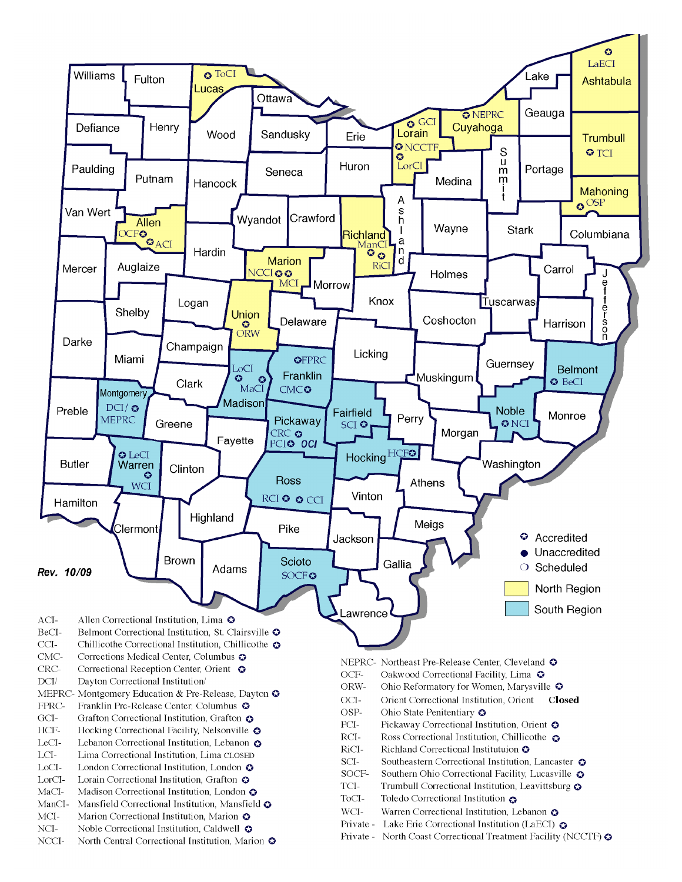Rev. 10/09

- ✪ Accredited
- ● Unaccredited
- ❍ Scheduled
- North Region
- South Region

ACI- Allen Correctional Institution, Lima ✪
BeCI- Belmont Correctional Institution, St. Clairsville ✪
CCI- Chillicothe Correctional Institution, Chillicothe ✪
CMC- Corrections Medical Center, Columbus ✪
CRC- Correctional Reception Center, Orient ✪
DCI/ Dayton Correctional Institution/
MEPRC- Montgomery Education & Pre-Release, Dayton ✪
FPRC- Franklin Pre-Release Center, Columbus ✪
GCI- Grafton Correctional Institution, Grafton ✪
HCF- Hocking Correctional Facility, Nelsonville ✪
LeCI- Lebanon Correctional Institution, Lebanon ✪
LCI- Lima Correctional Institution, Lima CLOSED
LoCI- London Correctional Institution, London ✪
LorCI- Lorain Correctional Institution, Grafton ✪
MaCI- Madison Correctional Institution, London ✪
ManCI- Mansfield Correctional Institution, Mansfield ✪
MCI- Marion Correctional Institution, Marion ✪
NCI- Noble Correctional Institution, Caldwell ✪
NCCI- North Central Correctional Institution, Marion ✪

NEPRC- Northeast Pre-Release Center, Cleveland ✪
OCF- Oakwood Correctional Facility, Lima ✪
ORW- Ohio Reformatory for Women, Marysville ✪
OCI- Orient Correctional Institution, Orient **Closed**
OSP- Ohio State Penitentiary ✪
PCI- Pickaway Correctional Institution, Orient ✪
RCI- Ross Correctional Institution, Chillicothe ✪
RiCI- Richland Correctional Instituttuion ✪
SCI- Southeastern Correctional Institution, Lancaster ✪
SOCF- Southern Ohio Correctional Facility, Lucasville ✪
TCI- Trumbull Correctional Institution, Leavittsburg ✪
ToCI- Toledo Correctional Institution ✪
WCI- Warren Correctional Institution, Lebanon ✪
Private - Lake Erie Correctional Institution (LaECI) ✪
Private - North Coast Correctional Treatment Facility (NCCTF) ✪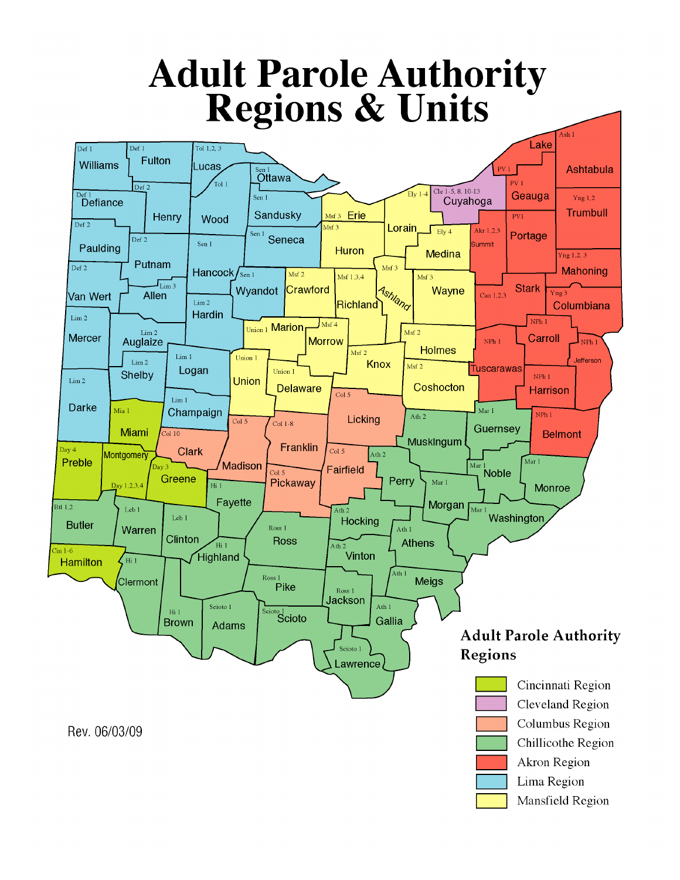# Adult Parole Authority Regions & Units

Williams Def 1
Fulton Def 1
Lucas Tol 1,2,3
Ottawa Sen 1
Defiance Def 1
Henry Def 2
Wood Tol 1
Sandusky Sen 1
Erie Msf 3
Lorain Ely 1-4
Cuyahoga Cle 1-5, 8, 10-13
Lake PV 1
Ashtabula Ash 1
Geauga PV 1
Trumbull Yng 1,2
Paulding Def 2
Putnam Def 2
Hancock Sen 1
Seneca Sen 1
Huron Msf 3
Medina Ely 4
Summit Akr 1,2,3
Portage PV1
Mahoning Yng 1, 2, 3
Van Wert Def 2
Allen Lim 3
Wyandot Sen 1
Crawford Msf 2
Richland Msf 1,3,4
Ashland Msf 3
Wayne Msf 3
Stark Can 1,2,3
Columbiana Yng 3
Mercer Lim 2
Auglaize Lim 2
Hardin Lim 2
Marion Union 1
Morrow Msf 4
Holmes Msf 2
Carroll NPh 1
Tuscarawas NPh 1
Jefferson NPh 1
Shelby Lim 2
Logan Lim 1
Union Union 1
Delaware Union 1
Knox Msf 2
Coshocton Msf 2
Harrison NPh 1
Darke Lim 2
Champaign Lim 1
Miami Mia 1
Licking Col 5
Guernsey Mar 1
Belmont NPh 1
Clark Col 10
Madison Col 5
Franklin Col 1-8
Muskingum Ath 2
Preble Day 4
Montgomery Day 1,2,3,4
Greene Day 3
Fairfield Col 5
Pickaway Col 5
Perry Ath 2
Noble Mar 1
Monroe Mar 1
Fayette Hi 1
Morgan Mar 1
Washington Mar 1
Butler Btl 1,2
Warren Leb 1
Clinton Leb 1
Ross Ross 1
Hocking Ath 2
Athens Ath 1
Hamilton Cin 1-6
Highland Hi 1
Vinton Ath 2
Clermont Hi 1
Pike Ross 1
Jackson Ross 1
Meigs Ath 1
Brown Hi 1
Adams Scioto 1
Scioto Scioto 1
Gallia Ath 1
Lawrence Scioto 1

## Adult Parole Authority Regions

- Cincinnati Region
- Cleveland Region
- Columbus Region
- Chillicothe Region
- Akron Region
- Lima Region
- Mansfield Region

Rev. 06/03/09